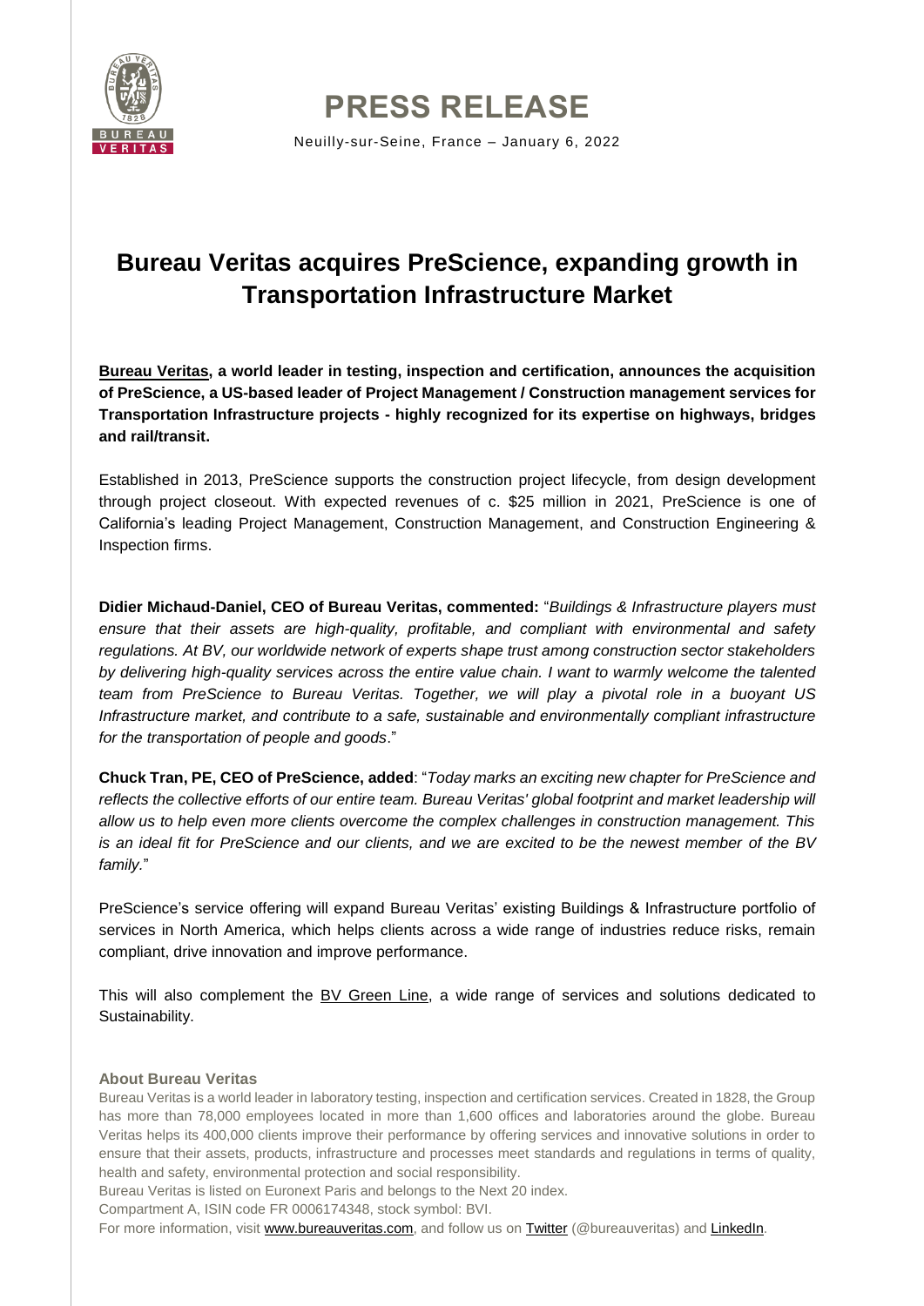# PRESS RELEASE

Neuilly-sur-Seine, France – January 6, 2022

## Bureau Veritas acquires PreScience, expanding growth in Transportation Infrastructure Market

**Bureau Veritas, a world leader in testing, inspection and certification, announces the acquisition of PreScience, a US-based leader of Project Management / Construction management services for Transportation Infrastructure projects - highly recognized for its expertise on highways, bridges and rail/transit.**

Established in 2013, PreScience supports the construction project lifecycle, from design development through project closeout. With expected revenues of c. $25 million in 2021, PreScience is one of California's leading Project Management, Construction Management, and Construction Engineering & Inspection firms.

**Didier Michaud-Daniel, CEO of Bureau Veritas, commented:** "*Buildings & Infrastructure players must ensure that their assets are high-quality, profitable, and compliant with environmental and safety regulations. At BV, our worldwide network of experts shape trust among construction sector stakeholders by delivering high-quality services across the entire value chain. I want to warmly welcome the talented team from PreScience to Bureau Veritas. Together, we will play a pivotal role in a buoyant US Infrastructure market, and contribute to a safe, sustainable and environmentally compliant infrastructure for the transportation of people and goods*."

**Chuck Tran, PE, CEO of PreScience, added**: "*Today marks an exciting new chapter for PreScience and reflects the collective efforts of our entire team. Bureau Veritas' global footprint and market leadership will allow us to help even more clients overcome the complex challenges in construction management. This is an ideal fit for PreScience and our clients, and we are excited to be the newest member of the BV family.*"

PreScience's service offering will expand Bureau Veritas' existing Buildings & Infrastructure portfolio of services in North America, which helps clients across a wide range of industries reduce risks, remain compliant, drive innovation and improve performance.

This will also complement the BV Green Line, a wide range of services and solutions dedicated to Sustainability.

### About Bureau Veritas

Bureau Veritas is a world leader in laboratory testing, inspection and certification services. Created in 1828, the Group has more than 78,000 employees located in more than 1,600 offices and laboratories around the globe. Bureau Veritas helps its 400,000 clients improve their performance by offering services and innovative solutions in order to ensure that their assets, products, infrastructure and processes meet standards and regulations in terms of quality, health and safety, environmental protection and social responsibility.

Bureau Veritas is listed on Euronext Paris and belongs to the Next 20 index.

Compartment A, ISIN code FR 0006174348, stock symbol: BVI.

For more information, visit www.bureauveritas.com, and follow us on Twitter (@bureauveritas) and LinkedIn.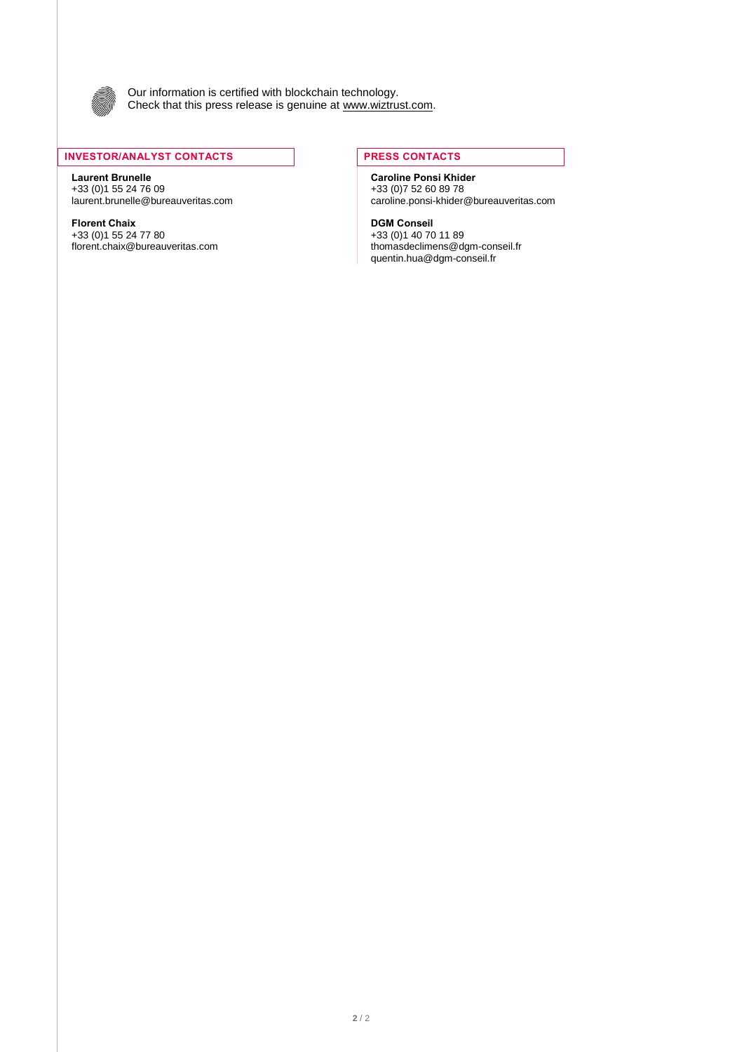Our information is certified with blockchain technology.
Check that this press release is genuine at www.wiztrust.com.

## INVESTOR/ANALYST CONTACTS

**Laurent Brunelle**
+33 (0)1 55 24 76 09
laurent.brunelle@bureauveritas.com

**Florent Chaix**
+33 (0)1 55 24 77 80
florent.chaix@bureauveritas.com

## PRESS CONTACTS

**Caroline Ponsi Khider**
+33 (0)7 52 60 89 78
caroline.ponsi-khider@bureauveritas.com

**DGM Conseil**
+33 (0)1 40 70 11 89
thomasdeclimens@dgm-conseil.fr
quentin.hua@dgm-conseil.fr